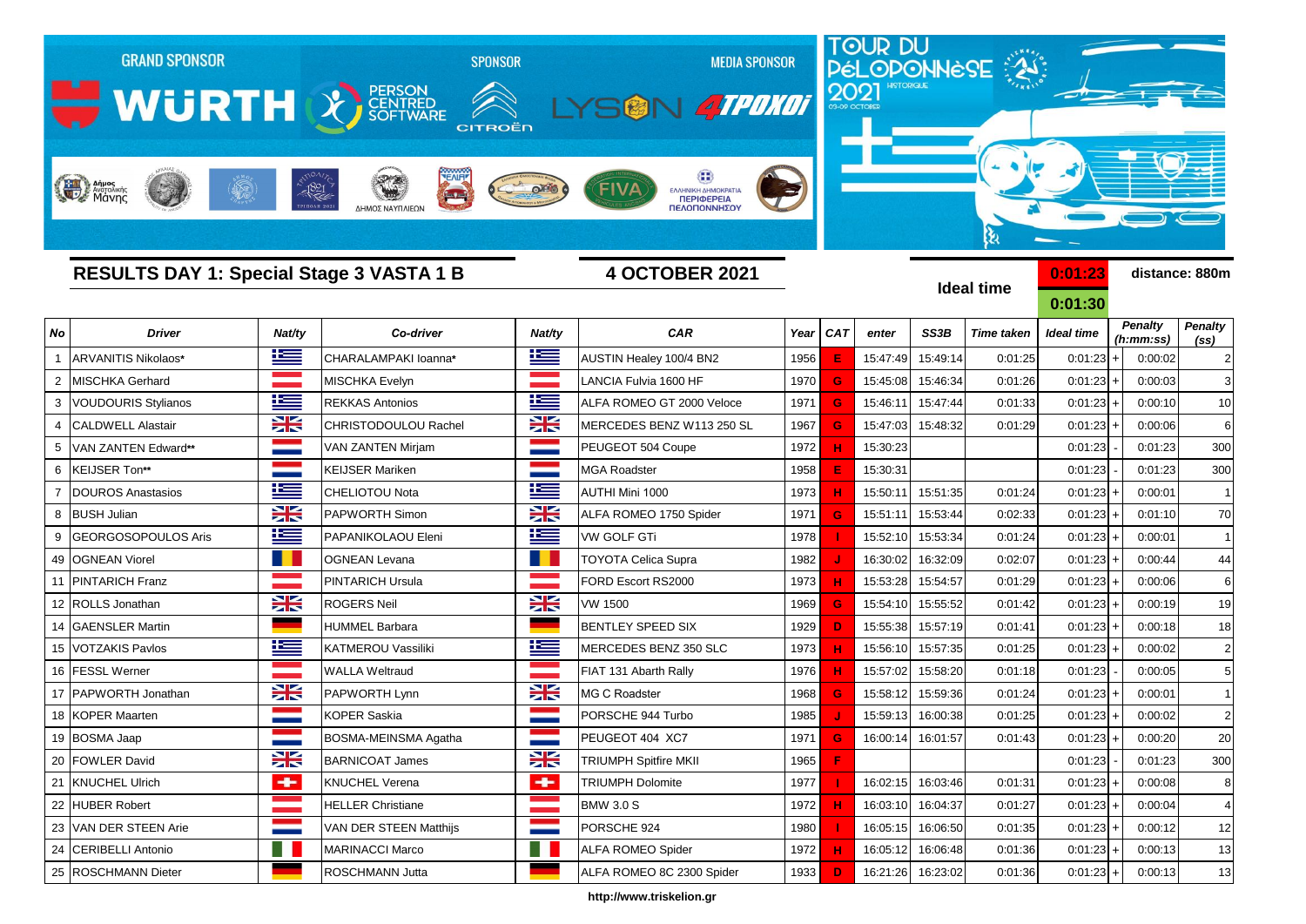GRAND SPONSOR — WÜRTH | SPONSOR — PERSON CENTRED SOFTWARE, CITROËN | MEDIA SPONSOR — LYSON, 4TPOXOI

TOUR DU PÉLOPONNÈSE 2021 HISTORIQUE 03-09 OCTOBER

## RESULTS DAY 1: Special Stage 3 VASTA 1 B

**4 OCTOBER 2021**

**Ideal time** 0:01:23 / 0:01:30

**distance: 880m**

| No | Driver | Nat/ty | Co-driver | Nat/ty | CAR | Year | CAT | enter | SS3B | Time taken | Ideal time | | Penalty (h:mm:ss) | Penalty (ss) |
|---|---|---|---|---|---|---|---|---|---|---|---|---|---|---|
| 1 | ARVANITIS Nikolaos* | | CHARALAMPAKI Ioanna* | | AUSTIN Healey 100/4 BN2 | 1956 | E | 15:47:49 | 15:49:14 | 0:01:25 | 0:01:23 | + | 0:00:02 | 2 |
| 2 | MISCHKA Gerhard | | MISCHKA Evelyn | | LANCIA Fulvia 1600 HF | 1970 | G | 15:45:08 | 15:46:34 | 0:01:26 | 0:01:23 | + | 0:00:03 | 3 |
| 3 | VOUDOURIS Stylianos | | REKKAS Antonios | | ALFA ROMEO GT 2000 Veloce | 1971 | G | 15:46:11 | 15:47:44 | 0:01:33 | 0:01:23 | + | 0:00:10 | 10 |
| 4 | CALDWELL Alastair | | CHRISTODOULOU Rachel | | MERCEDES BENZ W113 250 SL | 1967 | G | 15:47:03 | 15:48:32 | 0:01:29 | 0:01:23 | + | 0:00:06 | 6 |
| 5 | VAN ZANTEN Edward** | | VAN ZANTEN Mirjam | | PEUGEOT 504 Coupe | 1972 | H | 15:30:23 | | | 0:01:23 | - | 0:01:23 | 300 |
| 6 | KEIJSER Ton** | | KEIJSER Mariken | | MGA Roadster | 1958 | E | 15:30:31 | | | 0:01:23 | - | 0:01:23 | 300 |
| 7 | DOUROS Anastasios | | CHELIOTOU Nota | | AUTHI Mini 1000 | 1973 | H | 15:50:11 | 15:51:35 | 0:01:24 | 0:01:23 | + | 0:00:01 | 1 |
| 8 | BUSH Julian | | PAPWORTH Simon | | ALFA ROMEO 1750 Spider | 1971 | G | 15:51:11 | 15:53:44 | 0:02:33 | 0:01:23 | + | 0:01:10 | 70 |
| 9 | GEORGOSOPOULOS Aris | | PAPANIKOLAOU Eleni | | VW GOLF GTi | 1978 | I | 15:52:10 | 15:53:34 | 0:01:24 | 0:01:23 | + | 0:00:01 | 1 |
| 49 | OGNEAN Viorel | | OGNEAN Levana | | TOYOTA Celica Supra | 1982 | J | 16:30:02 | 16:32:09 | 0:02:07 | 0:01:23 | + | 0:00:44 | 44 |
| 11 | PINTARICH Franz | | PINTARICH Ursula | | FORD Escort RS2000 | 1973 | H | 15:53:28 | 15:54:57 | 0:01:29 | 0:01:23 | + | 0:00:06 | 6 |
| 12 | ROLLS Jonathan | | ROGERS Neil | | VW 1500 | 1969 | G | 15:54:10 | 15:55:52 | 0:01:42 | 0:01:23 | + | 0:00:19 | 19 |
| 14 | GAENSLER Martin | | HUMMEL Barbara | | BENTLEY SPEED SIX | 1929 | D | 15:55:38 | 15:57:19 | 0:01:41 | 0:01:23 | + | 0:00:18 | 18 |
| 15 | VOTZAKIS Pavlos | | KATMEROU Vassiliki | | MERCEDES BENZ 350 SLC | 1973 | H | 15:56:10 | 15:57:35 | 0:01:25 | 0:01:23 | + | 0:00:02 | 2 |
| 16 | FESSL Werner | | WALLA Weltraud | | FIAT 131 Abarth Rally | 1976 | H | 15:57:02 | 15:58:20 | 0:01:18 | 0:01:23 | - | 0:00:05 | 5 |
| 17 | PAPWORTH Jonathan | | PAPWORTH Lynn | | MG C Roadster | 1968 | G | 15:58:12 | 15:59:36 | 0:01:24 | 0:01:23 | + | 0:00:01 | 1 |
| 18 | KOPER Maarten | | KOPER Saskia | | PORSCHE 944 Turbo | 1985 | J | 15:59:13 | 16:00:38 | 0:01:25 | 0:01:23 | + | 0:00:02 | 2 |
| 19 | BOSMA Jaap | | BOSMA-MEINSMA Agatha | | PEUGEOT 404 XC7 | 1971 | G | 16:00:14 | 16:01:57 | 0:01:43 | 0:01:23 | + | 0:00:20 | 20 |
| 20 | FOWLER David | | BARNICOAT James | | TRIUMPH Spitfire MKII | 1965 | F | | | | 0:01:23 | - | 0:01:23 | 300 |
| 21 | KNUCHEL Ulrich | | KNUCHEL Verena | | TRIUMPH Dolomite | 1977 | I | 16:02:15 | 16:03:46 | 0:01:31 | 0:01:23 | + | 0:00:08 | 8 |
| 22 | HUBER Robert | | HELLER Christiane | | BMW 3.0 S | 1972 | H | 16:03:10 | 16:04:37 | 0:01:27 | 0:01:23 | + | 0:00:04 | 4 |
| 23 | VAN DER STEEN Arie | | VAN DER STEEN Matthijs | | PORSCHE 924 | 1980 | I | 16:05:15 | 16:06:50 | 0:01:35 | 0:01:23 | + | 0:00:12 | 12 |
| 24 | CERIBELLI Antonio | | MARINACCI Marco | | ALFA ROMEO Spider | 1972 | H | 16:05:12 | 16:06:48 | 0:01:36 | 0:01:23 | + | 0:00:13 | 13 |
| 25 | ROSCHMANN Dieter | | ROSCHMANN Jutta | | ALFA ROMEO 8C 2300 Spider | 1933 | D | 16:21:26 | 16:23:02 | 0:01:36 | 0:01:23 | + | 0:00:13 | 13 |

http://www.triskelion.gr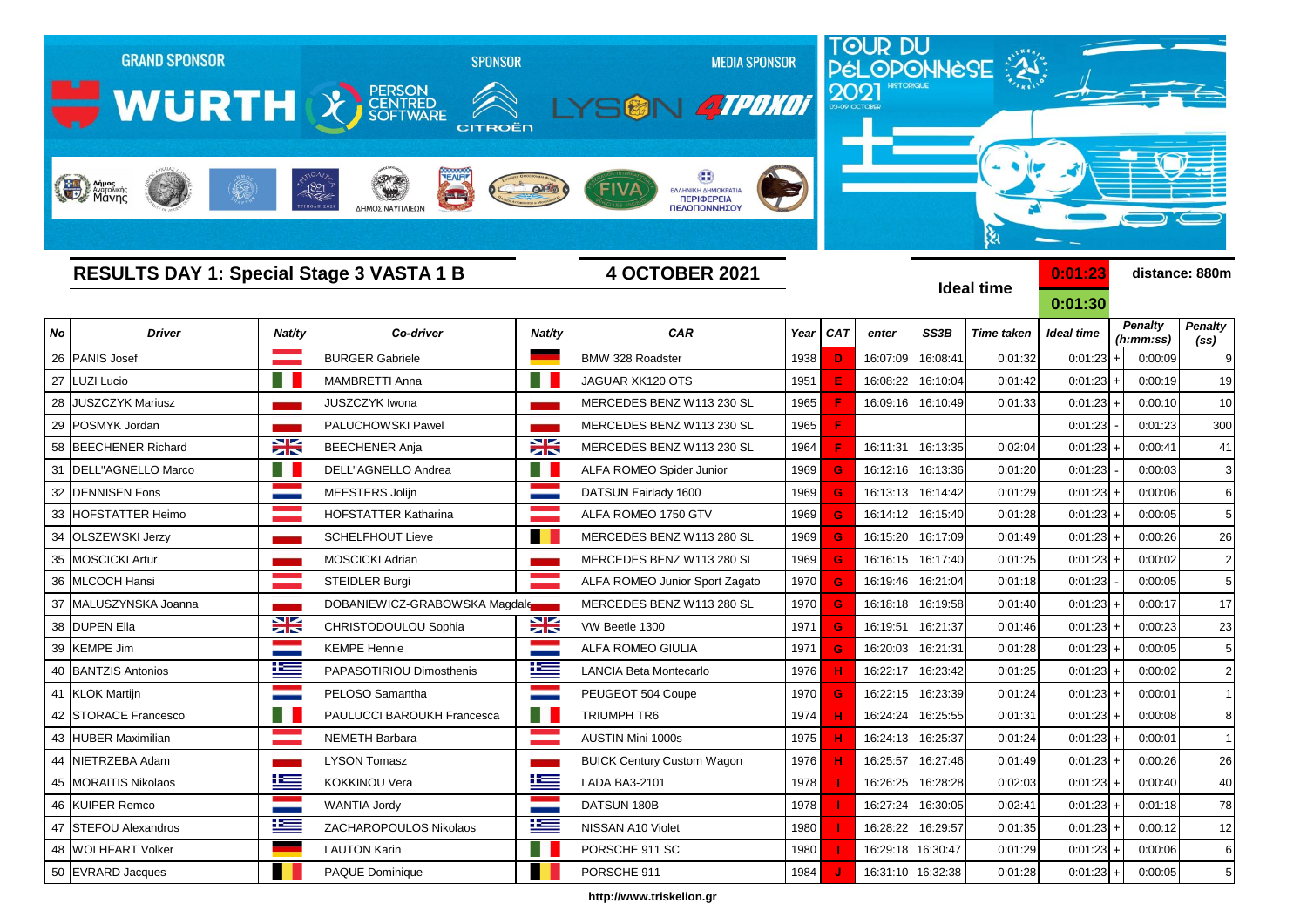GRAND SPONSOR

WÜRTH

PERSON CENTRED SOFTWARE

SPONSOR

CITROËN

MEDIA SPONSOR

LYSON 4TPOXOI

TOUR DU PÉLOPONNÈSE HISTORIQUE 2021 03-09 OCTOBER

## RESULTS DAY 1: Special Stage 3 VASTA 1 B

**4 OCTOBER 2021**

**Ideal time** 0:01:23 / 0:01:30

**distance: 880m**

| No | Driver | Nat/ty | Co-driver | Nat/ty | CAR | Year | CAT | enter | SS3B | Time taken | Ideal time | | Penalty (h:mm:ss) | Penalty (ss) |
|---|---|---|---|---|---|---|---|---|---|---|---|---|---|---|
| 26 | PANIS Josef | | BURGER Gabriele | | BMW 328 Roadster | 1938 | D | 16:07:09 | 16:08:41 | 0:01:32 | 0:01:23 | + | 0:00:09 | 9 |
| 27 | LUZI Lucio | | MAMBRETTI Anna | | JAGUAR XK120 OTS | 1951 | E | 16:08:22 | 16:10:04 | 0:01:42 | 0:01:23 | + | 0:00:19 | 19 |
| 28 | JUSZCZYK Mariusz | | JUSZCZYK Iwona | | MERCEDES BENZ W113 230 SL | 1965 | F | 16:09:16 | 16:10:49 | 0:01:33 | 0:01:23 | + | 0:00:10 | 10 |
| 29 | POSMYK Jordan | | PALUCHOWSKI Pawel | | MERCEDES BENZ W113 230 SL | 1965 | F | | | | 0:01:23 | - | 0:01:23 | 300 |
| 58 | BEECHENER Richard | | BEECHENER Anja | | MERCEDES BENZ W113 230 SL | 1964 | F | 16:11:31 | 16:13:35 | 0:02:04 | 0:01:23 | + | 0:00:41 | 41 |
| 31 | DELL"AGNELLO Marco | | DELL"AGNELLO Andrea | | ALFA ROMEO Spider Junior | 1969 | G | 16:12:16 | 16:13:36 | 0:01:20 | 0:01:23 | - | 0:00:03 | 3 |
| 32 | DENNISEN Fons | | MEESTERS Jolijn | | DATSUN Fairlady 1600 | 1969 | G | 16:13:13 | 16:14:42 | 0:01:29 | 0:01:23 | + | 0:00:06 | 6 |
| 33 | HOFSTATTER Heimo | | HOFSTATTER Katharina | | ALFA ROMEO 1750 GTV | 1969 | G | 16:14:12 | 16:15:40 | 0:01:28 | 0:01:23 | + | 0:00:05 | 5 |
| 34 | OLSZEWSKI Jerzy | | SCHELFHOUT Lieve | | MERCEDES BENZ W113 280 SL | 1969 | G | 16:15:20 | 16:17:09 | 0:01:49 | 0:01:23 | + | 0:00:26 | 26 |
| 35 | MOSCICKI Artur | | MOSCICKI Adrian | | MERCEDES BENZ W113 280 SL | 1969 | G | 16:16:15 | 16:17:40 | 0:01:25 | 0:01:23 | + | 0:00:02 | 2 |
| 36 | MLCOCH Hansi | | STEIDLER Burgi | | ALFA ROMEO Junior Sport Zagato | 1970 | G | 16:19:46 | 16:21:04 | 0:01:18 | 0:01:23 | - | 0:00:05 | 5 |
| 37 | MALUSZYNSKA Joanna | | DOBANIEWICZ-GRABOWSKA Magdale | | MERCEDES BENZ W113 280 SL | 1970 | G | 16:18:18 | 16:19:58 | 0:01:40 | 0:01:23 | + | 0:00:17 | 17 |
| 38 | DUPEN Ella | | CHRISTODOULOU Sophia | | VW Beetle 1300 | 1971 | G | 16:19:51 | 16:21:37 | 0:01:46 | 0:01:23 | + | 0:00:23 | 23 |
| 39 | KEMPE Jim | | KEMPE Hennie | | ALFA ROMEO GIULIA | 1971 | G | 16:20:03 | 16:21:31 | 0:01:28 | 0:01:23 | + | 0:00:05 | 5 |
| 40 | BANTZIS Antonios | | PAPASOTIRIOU Dimosthenis | | LANCIA Beta Montecarlo | 1976 | H | 16:22:17 | 16:23:42 | 0:01:25 | 0:01:23 | + | 0:00:02 | 2 |
| 41 | KLOK Martijn | | PELOSO Samantha | | PEUGEOT 504 Coupe | 1970 | G | 16:22:15 | 16:23:39 | 0:01:24 | 0:01:23 | + | 0:00:01 | 1 |
| 42 | STORACE Francesco | | PAULUCCI BAROUKH Francesca | | TRIUMPH TR6 | 1974 | H | 16:24:24 | 16:25:55 | 0:01:31 | 0:01:23 | + | 0:00:08 | 8 |
| 43 | HUBER Maximilian | | NEMETH Barbara | | AUSTIN Mini 1000s | 1975 | H | 16:24:13 | 16:25:37 | 0:01:24 | 0:01:23 | + | 0:00:01 | 1 |
| 44 | NIETRZEBA Adam | | LYSON Tomasz | | BUICK Century Custom Wagon | 1976 | H | 16:25:57 | 16:27:46 | 0:01:49 | 0:01:23 | + | 0:00:26 | 26 |
| 45 | MORAITIS Nikolaos | | KOKKINOU Vera | | LADA BA3-2101 | 1978 | I | 16:26:25 | 16:28:28 | 0:02:03 | 0:01:23 | + | 0:00:40 | 40 |
| 46 | KUIPER Remco | | WANTIA Jordy | | DATSUN 180B | 1978 | I | 16:27:24 | 16:30:05 | 0:02:41 | 0:01:23 | + | 0:01:18 | 78 |
| 47 | STEFOU Alexandros | | ZACHAROPOULOS Nikolaos | | NISSAN A10 Violet | 1980 | I | 16:28:22 | 16:29:57 | 0:01:35 | 0:01:23 | + | 0:00:12 | 12 |
| 48 | WOLHFART Volker | | LAUTON Karin | | PORSCHE 911 SC | 1980 | I | 16:29:18 | 16:30:47 | 0:01:29 | 0:01:23 | + | 0:00:06 | 6 |
| 50 | EVRARD Jacques | | PAQUE Dominique | | PORSCHE 911 | 1984 | J | 16:31:10 | 16:32:38 | 0:01:28 | 0:01:23 | + | 0:00:05 | 5 |

http://www.triskelion.gr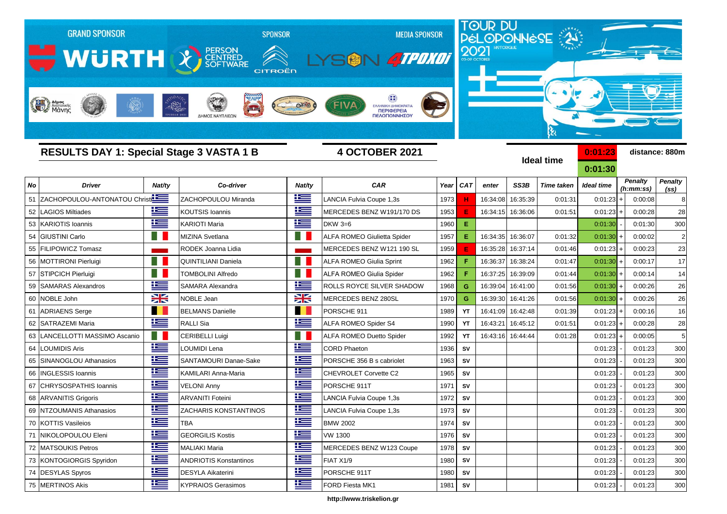GRAND SPONSOR WÜRTH — SPONSOR PERSON CENTRED SOFTWARE, CITROËN — MEDIA SPONSOR LYSON 4TPOXOI

TOUR DU PÉLOPONNÈSE 2021 HISTORIQUE 03-09 OCTOBER

## RESULTS DAY 1: Special Stage 3 VASTA 1 B

**4 OCTOBER 2021**

**Ideal time** 0:01:23 / 0:01:30

**distance: 880m**

| No | Driver | Nat/ty | Co-driver | Nat/ty | CAR | Year | CAT | enter | SS3B | Time taken | Ideal time | | Penalty (h:mm:ss) | Penalty (ss) |
|---|---|---|---|---|---|---|---|---|---|---|---|---|---|---|
| 51 | ZACHOPOULOU-ANTONATOU Christi | | ZACHOPOULOU Miranda | | LANCIA Fulvia Coupe 1,3s | 1973 | H | 16:34:08 | 16:35:39 | 0:01:31 | 0:01:23 | + | 0:00:08 | 8 |
| 52 | LAGIOS Miltiades | | KOUTSIS Ioannis | | MERCEDES BENZ W191/170 DS | 1953 | E | 16:34:15 | 16:36:06 | 0:01:51 | 0:01:23 | + | 0:00:28 | 28 |
| 53 | KARIOTIS Ioannis | | KARIOTI Maria | | DKW 3=6 | 1960 | E | | | | 0:01:30 | - | 0:01:30 | 300 |
| 54 | GIUSTINI Carlo | | MIZINA Svetlana | | ALFA ROMEO Giulietta Spider | 1957 | E | 16:34:35 | 16:36:07 | 0:01:32 | 0:01:30 | + | 0:00:02 | 2 |
| 55 | FILIPOWICZ Tomasz | | RODEK Joanna Lidia | | MERCEDES BENZ W121 190 SL | 1959 | E | 16:35:28 | 16:37:14 | 0:01:46 | 0:01:23 | + | 0:00:23 | 23 |
| 56 | MOTTIRONI Pierluigi | | QUINTILIANI Daniela | | ALFA ROMEO Giulia Sprint | 1962 | F | 16:36:37 | 16:38:24 | 0:01:47 | 0:01:30 | + | 0:00:17 | 17 |
| 57 | STIPCICH Pierluigi | | TOMBOLINI Alfredo | | ALFA ROMEO Giulia Spider | 1962 | F | 16:37:25 | 16:39:09 | 0:01:44 | 0:01:30 | + | 0:00:14 | 14 |
| 59 | SAMARAS Alexandros | | SAMARA Alexandra | | ROLLS ROYCE SILVER SHADOW | 1968 | G | 16:39:04 | 16:41:00 | 0:01:56 | 0:01:30 | + | 0:00:26 | 26 |
| 60 | NOBLE John | | NOBLE Jean | | MERCEDES BENZ 280SL | 1970 | G | 16:39:30 | 16:41:26 | 0:01:56 | 0:01:30 | + | 0:00:26 | 26 |
| 61 | ADRIAENS Serge | | BELMANS Danielle | | PORSCHE 911 | 1989 | YT | 16:41:09 | 16:42:48 | 0:01:39 | 0:01:23 | + | 0:00:16 | 16 |
| 62 | SATRAZEMI Maria | | RALLI Sia | | ALFA ROMEO Spider S4 | 1990 | YT | 16:43:21 | 16:45:12 | 0:01:51 | 0:01:23 | + | 0:00:28 | 28 |
| 63 | LANCELLOTTI MASSIMO Ascanio | | CERIBELLI Luigi | | ALFA ROMEO Duetto Spider | 1992 | YT | 16:43:16 | 16:44:44 | 0:01:28 | 0:01:23 | + | 0:00:05 | 5 |
| 64 | LOUMIDIS Aris | | LOUMIDI Lena | | CORD Phaeton | 1936 | SV | | | | 0:01:23 | - | 0:01:23 | 300 |
| 65 | SINANOGLOU Athanasios | | SANTAMOURI Danae-Sake | | PORSCHE 356 B s cabriolet | 1963 | SV | | | | 0:01:23 | - | 0:01:23 | 300 |
| 66 | INGLESSIS Ioannis | | KAMILARI Anna-Maria | | CHEVROLET Corvette C2 | 1965 | SV | | | | 0:01:23 | - | 0:01:23 | 300 |
| 67 | CHRYSOSPATHIS Ioannis | | VELONI Anny | | PORSCHE 911T | 1971 | SV | | | | 0:01:23 | - | 0:01:23 | 300 |
| 68 | ARVANITIS Grigoris | | ARVANITI Foteini | | LANCIA Fulvia Coupe 1,3s | 1972 | SV | | | | 0:01:23 | - | 0:01:23 | 300 |
| 69 | NTZOUMANIS Athanasios | | ZACHARIS KONSTANTINOS | | LANCIA Fulvia Coupe 1,3s | 1973 | SV | | | | 0:01:23 | - | 0:01:23 | 300 |
| 70 | KOTTIS Vasileios | | TBA | | BMW 2002 | 1974 | SV | | | | 0:01:23 | - | 0:01:23 | 300 |
| 71 | NIKOLOPOULOU Eleni | | GEORGILIS Kostis | | VW 1300 | 1976 | SV | | | | 0:01:23 | - | 0:01:23 | 300 |
| 72 | MATSOUKIS Petros | | MALIAKI Maria | | MERCEDES BENZ W123 Coupe | 1978 | SV | | | | 0:01:23 | - | 0:01:23 | 300 |
| 73 | KONTOGIORGIS Spyridon | | ANDRIOTIS Konstantinos | | FIAT X1/9 | 1980 | SV | | | | 0:01:23 | - | 0:01:23 | 300 |
| 74 | DESYLAS Spyros | | DESYLA Aikaterini | | PORSCHE 911T | 1980 | SV | | | | 0:01:23 | - | 0:01:23 | 300 |
| 75 | MERTINOS Akis | | KYPRAIOS Gerasimos | | FORD Fiesta MK1 | 1981 | SV | | | | 0:01:23 | - | 0:01:23 | 300 |

http://www.triskelion.gr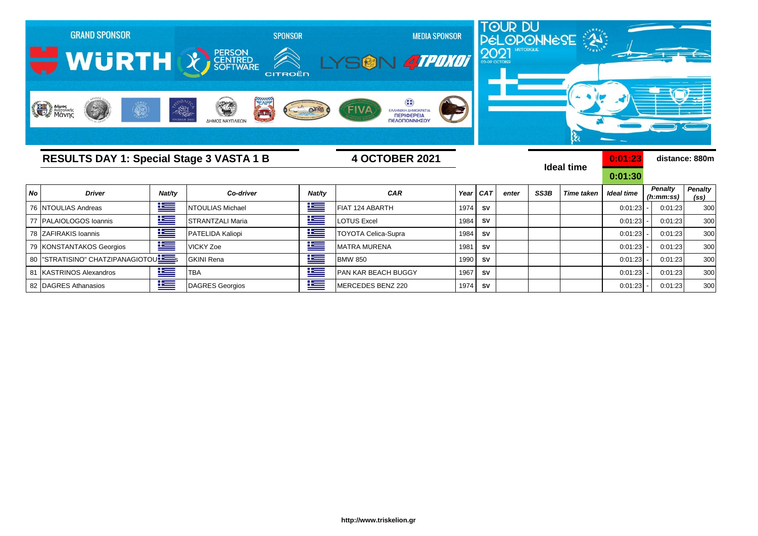GRAND SPONSOR WÜRTH — PERSON CENTRED SOFTWARE — SPONSOR CITROËN — MEDIA SPONSOR LYSON 4TPOXOI

TOUR DU PéLOPONNèSE 2021 HISTORIQUE 03-09 OCTOBER

## RESULTS DAY 1: Special Stage 3 VASTA 1 B

**4 OCTOBER 2021**

**Ideal time** **0:01:23** **0:01:30** **distance: 880m**

| No | Driver | Nat/ty | Co-driver | Nat/ty | CAR | Year | CAT | enter | SS3B | Time taken | Ideal time | | Penalty (h:mm:ss) | Penalty (ss) |
|---|---|---|---|---|---|---|---|---|---|---|---|---|---|---|
| 76 | NTOULIAS Andreas | | NTOULIAS Michael | | FIAT 124 ABARTH | 1974 | SV | | | | 0:01:23 | - | 0:01:23 | 300 |
| 77 | PALAIOLOGOS Ioannis | | STRANTZALI Maria | | LOTUS Excel | 1984 | SV | | | | 0:01:23 | - | 0:01:23 | 300 |
| 78 | ZAFIRAKIS Ioannis | | PATELIDA Kaliopi | | TOYOTA Celica-Supra | 1984 | SV | | | | 0:01:23 | - | 0:01:23 | 300 |
| 79 | KONSTANTAKOS Georgios | | VICKY Zoe | | MATRA MURENA | 1981 | SV | | | | 0:01:23 | - | 0:01:23 | 300 |
| 80 | "STRATISINO" CHATZIPANAGIOTOUs | | GKINI Rena | | BMW 850 | 1990 | SV | | | | 0:01:23 | - | 0:01:23 | 300 |
| 81 | KASTRINOS Alexandros | | TBA | | PAN KAR BEACH BUGGY | 1967 | SV | | | | 0:01:23 | - | 0:01:23 | 300 |
| 82 | DAGRES Athanasios | | DAGRES Georgios | | MERCEDES BENZ 220 | 1974 | SV | | | | 0:01:23 | - | 0:01:23 | 300 |

http://www.triskelion.gr